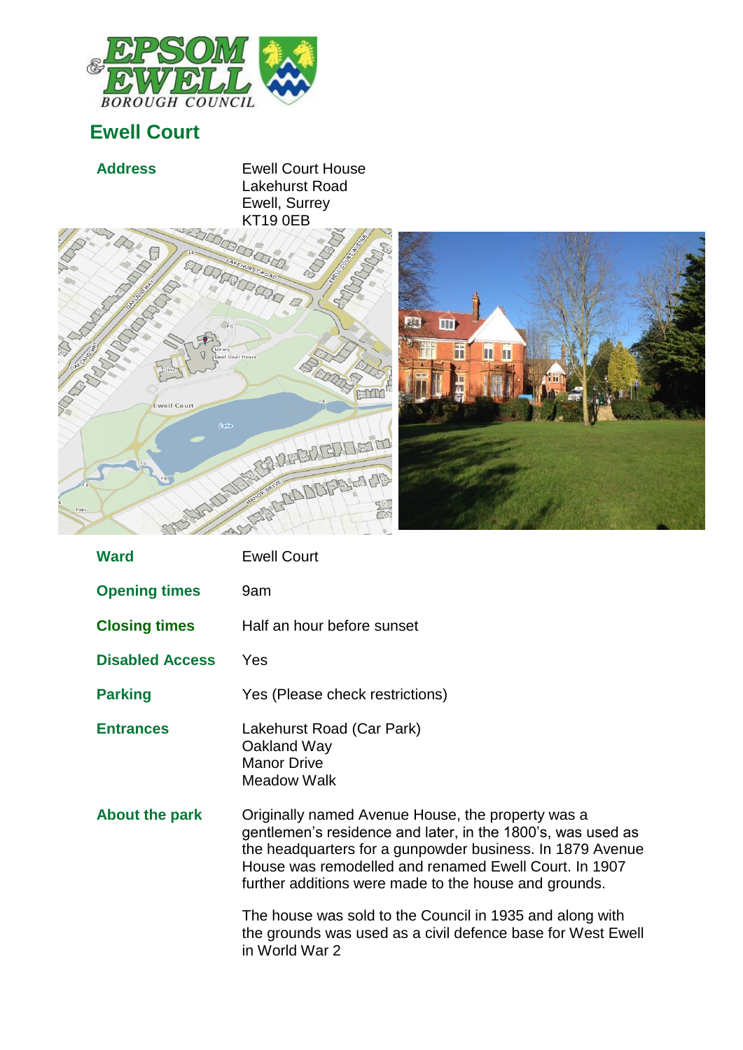# Ewell Court

| | |
|---|---|
| **Address** | Ewell Court House<br>Lakehurst Road<br>Ewell, Surrey<br>KT19 0EB |
| **Ward** | Ewell Court |
| **Opening times** | 9am |
| **Closing times** | Half an hour before sunset |
| **Disabled Access** | Yes |
| **Parking** | Yes (Please check restrictions) |
| **Entrances** | Lakehurst Road (Car Park)<br>Oakland Way<br>Manor Drive<br>Meadow Walk |

**About the park**

Originally named Avenue House, the property was a gentlemen's residence and later, in the 1800's, was used as the headquarters for a gunpowder business. In 1879 Avenue House was remodelled and renamed Ewell Court. In 1907 further additions were made to the house and grounds.

The house was sold to the Council in 1935 and along with the grounds was used as a civil defence base for West Ewell in World War 2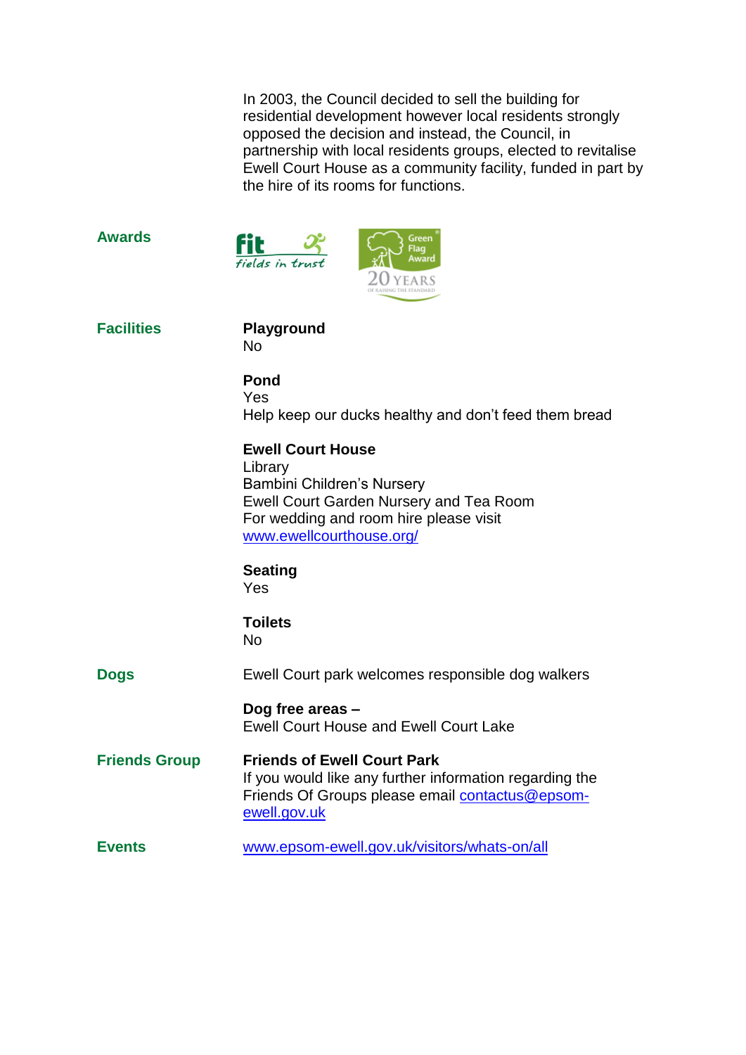In 2003, the Council decided to sell the building for residential development however local residents strongly opposed the decision and instead, the Council, in partnership with local residents groups, elected to revitalise Ewell Court House as a community facility, funded in part by the hire of its rooms for functions.

## Awards

## Facilities

**Playground**
No

**Pond**
Yes
Help keep our ducks healthy and don't feed them bread

**Ewell Court House**
Library
Bambini Children's Nursery
Ewell Court Garden Nursery and Tea Room
For wedding and room hire please visit
www.ewellcourthouse.org/

**Seating**
Yes

**Toilets**
No

## Dogs

Ewell Court park welcomes responsible dog walkers

**Dog free areas –**
Ewell Court House and Ewell Court Lake

## Friends Group

**Friends of Ewell Court Park**
If you would like any further information regarding the Friends Of Groups please email contactus@epsom-ewell.gov.uk

## Events

www.epsom-ewell.gov.uk/visitors/whats-on/all